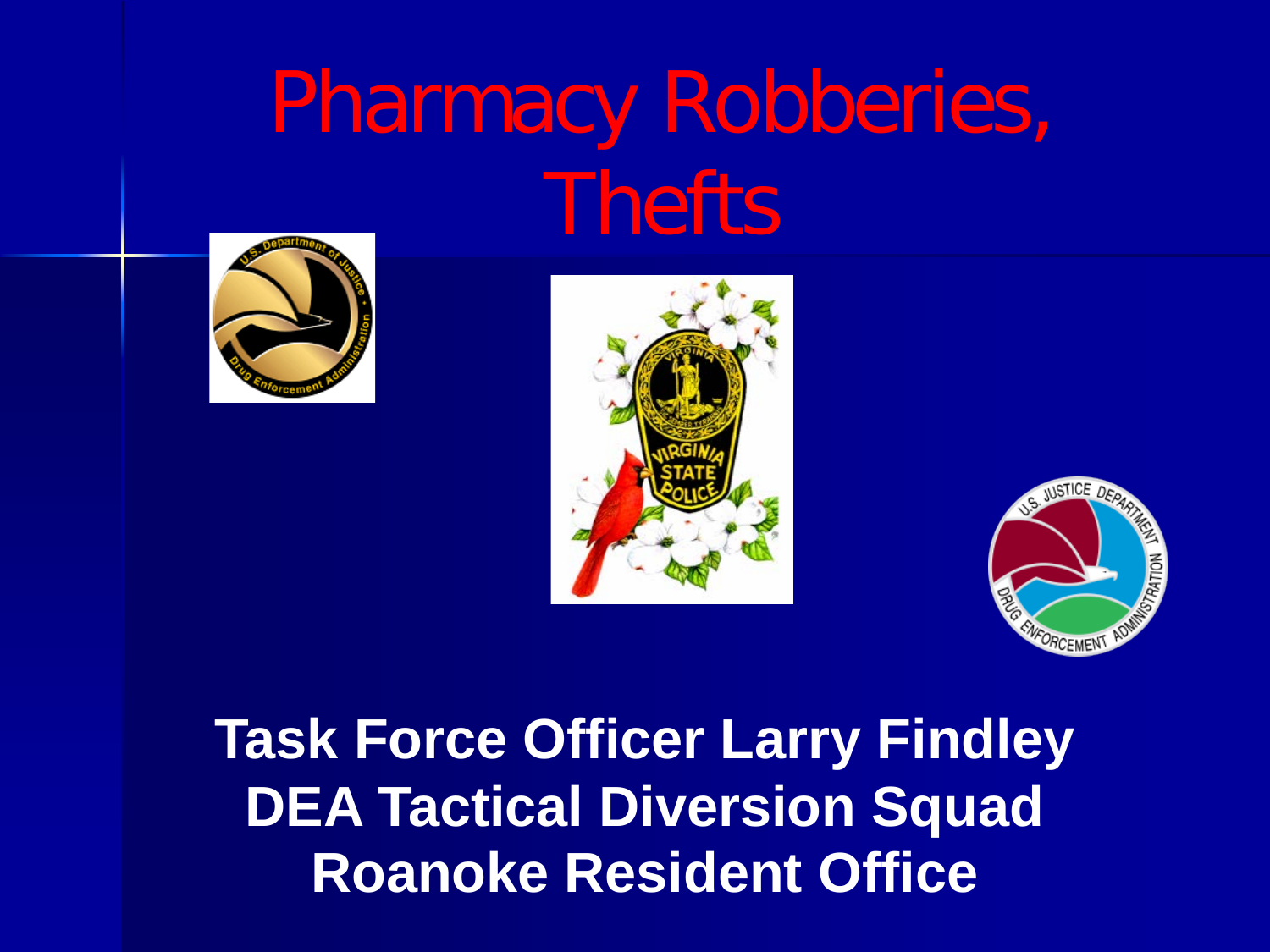# Pharmacy Robberies, Thefts

**Task Force Officer Larry Findley**
**DEA Tactical Diversion Squad**
**Roanoke Resident Office**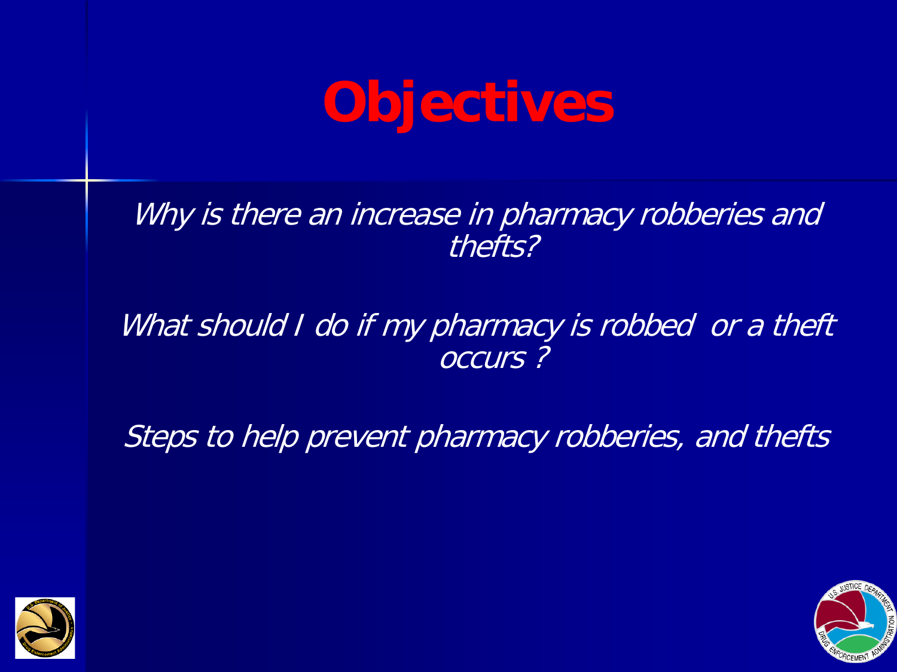# Objectives

*Why is there an increase in pharmacy robberies and thefts?*

*What should I do if my pharmacy is robbed or a theft occurs ?*

*Steps to help prevent pharmacy robberies, and thefts*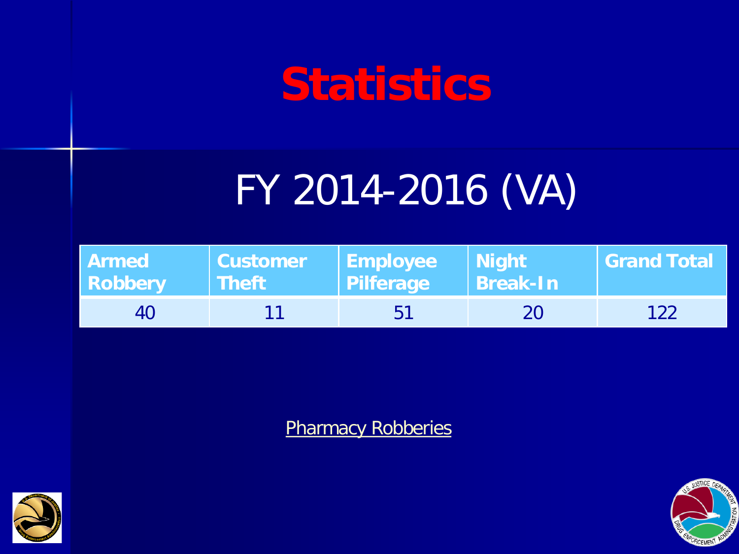# Statistics

## FY 2014-2016 (VA)

| Armed Robbery | Customer Theft | Employee Pilferage | Night Break-In | Grand Total |
|---|---|---|---|---|
| 40 | 11 | 51 | 20 | 122 |

Pharmacy Robberies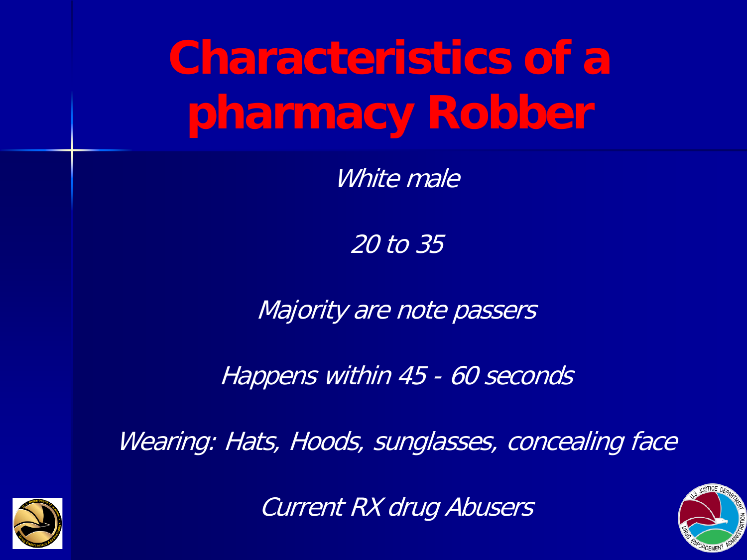# Characteristics of a pharmacy Robber

*White male*

*20 to 35*

*Majority are note passers*

*Happens within 45 - 60 seconds*

*Wearing: Hats, Hoods, sunglasses, concealing face*

*Current RX drug Abusers*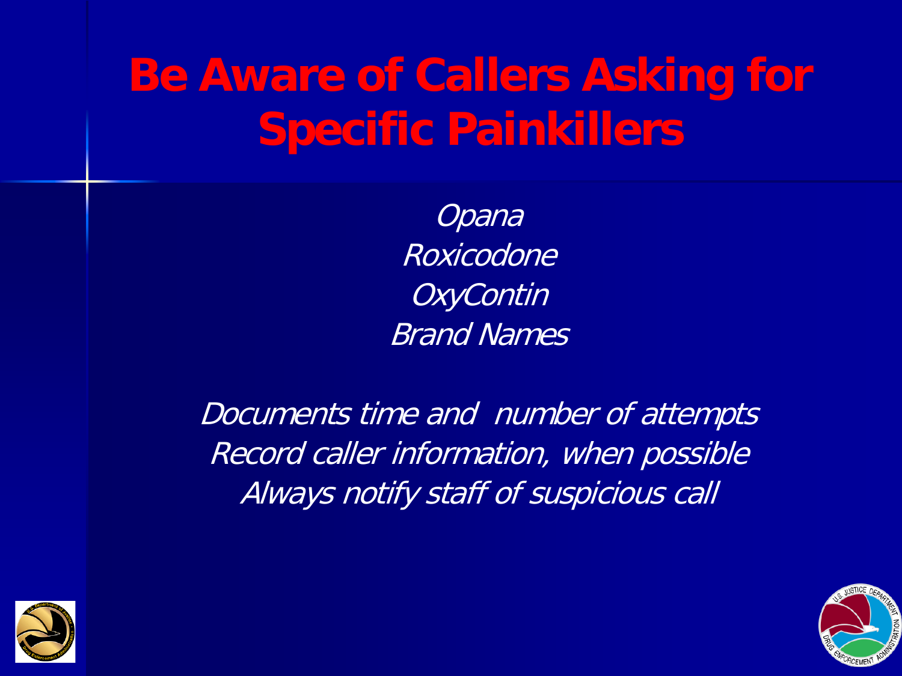# Be Aware of Callers Asking for Specific Painkillers

*Opana*
*Roxicodone*
*OxyContin*
*Brand Names*

*Documents time and number of attempts*
*Record caller information, when possible*
*Always notify staff of suspicious call*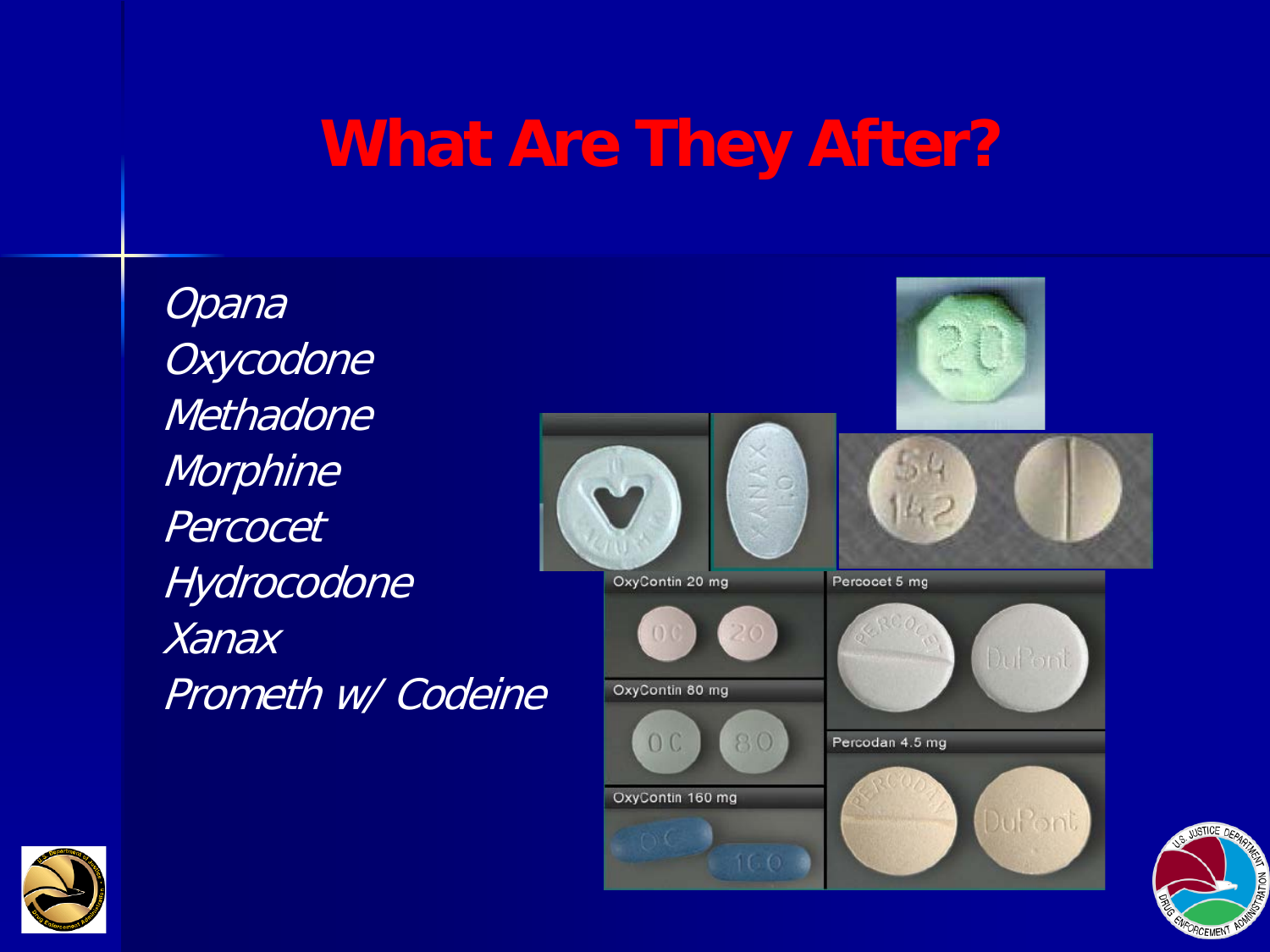# What Are They After?

*Opana*
*Oxycodone*
*Methadone*
*Morphine*
*Percocet*
*Hydrocodone*
*Xanax*
*Prometh w/ Codeine*

OxyContin 20 mg

OxyContin 80 mg

OxyContin 160 mg

Percocet 5 mg

Percodan 4.5 mg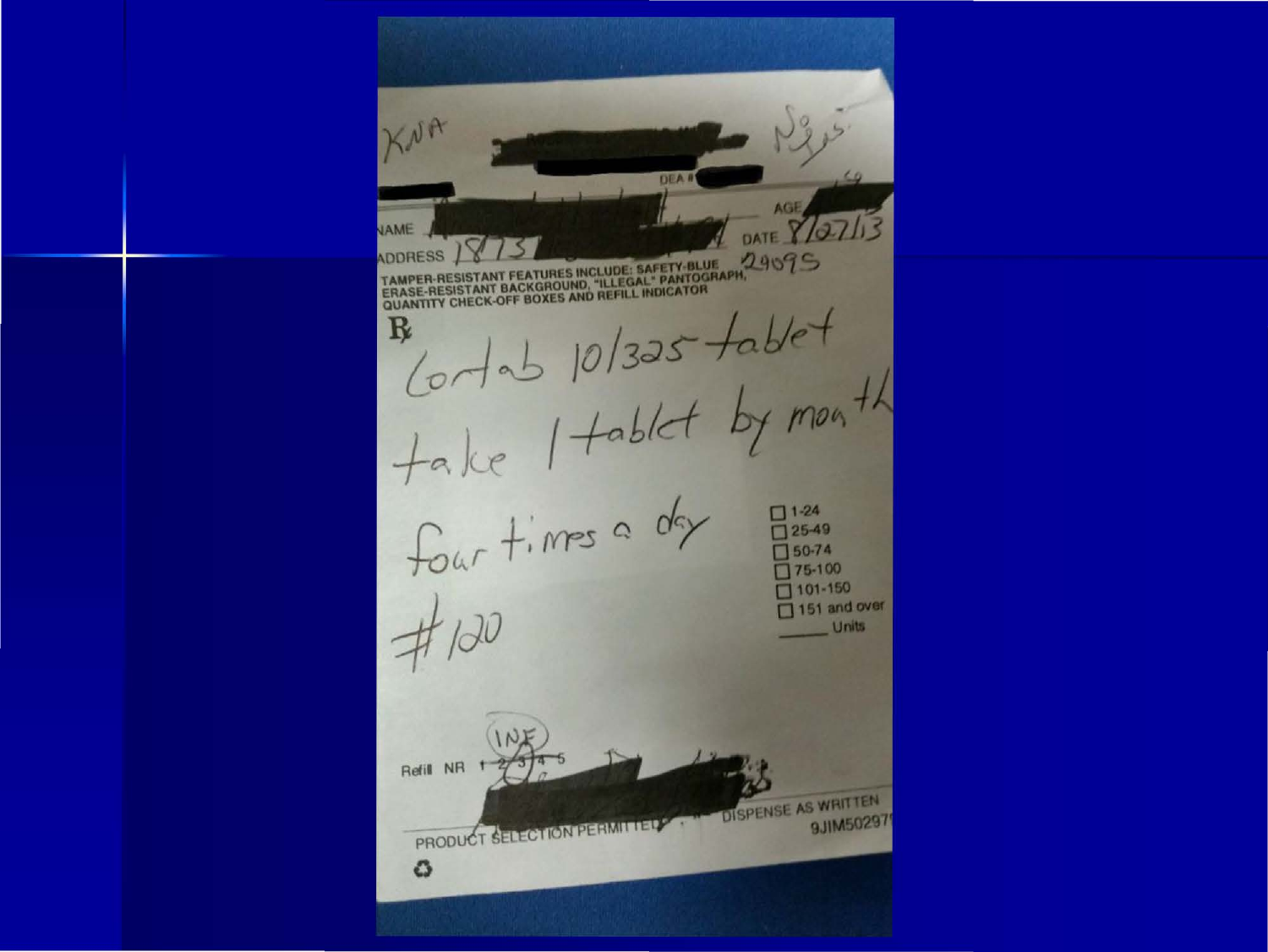KNA

No Ins.

DEA #

AGE

NAME

DATE 8/27/13

ADDRESS 1873

29095

TAMPER-RESISTANT FEATURES INCLUDE: SAFETY-BLUE ERASE-RESISTANT BACKGROUND, "ILLEGAL" PANTOGRAPH, QUANTITY CHECK-OFF BOXES AND REFILL INDICATOR

℞

Lortab 10/325 tablet

take 1 tablet by mouth

four times a day

#120

- ☐ 1-24
- ☐ 25-49
- ☐ 50-74
- ☐ 75-100
- ☐ 101-150
- ☐ 151 and over
- _____ Units

(INF)

Refill NR 1 2 3 4 5

PRODUCT SELECTION PERMITTED

DISPENSE AS WRITTEN

9JIM50297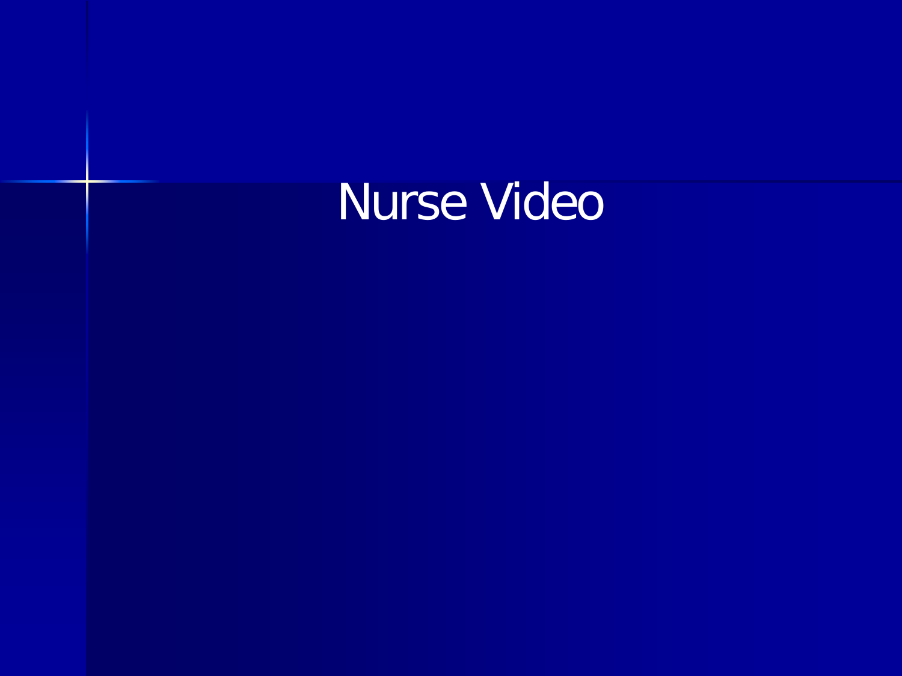# Nurse Video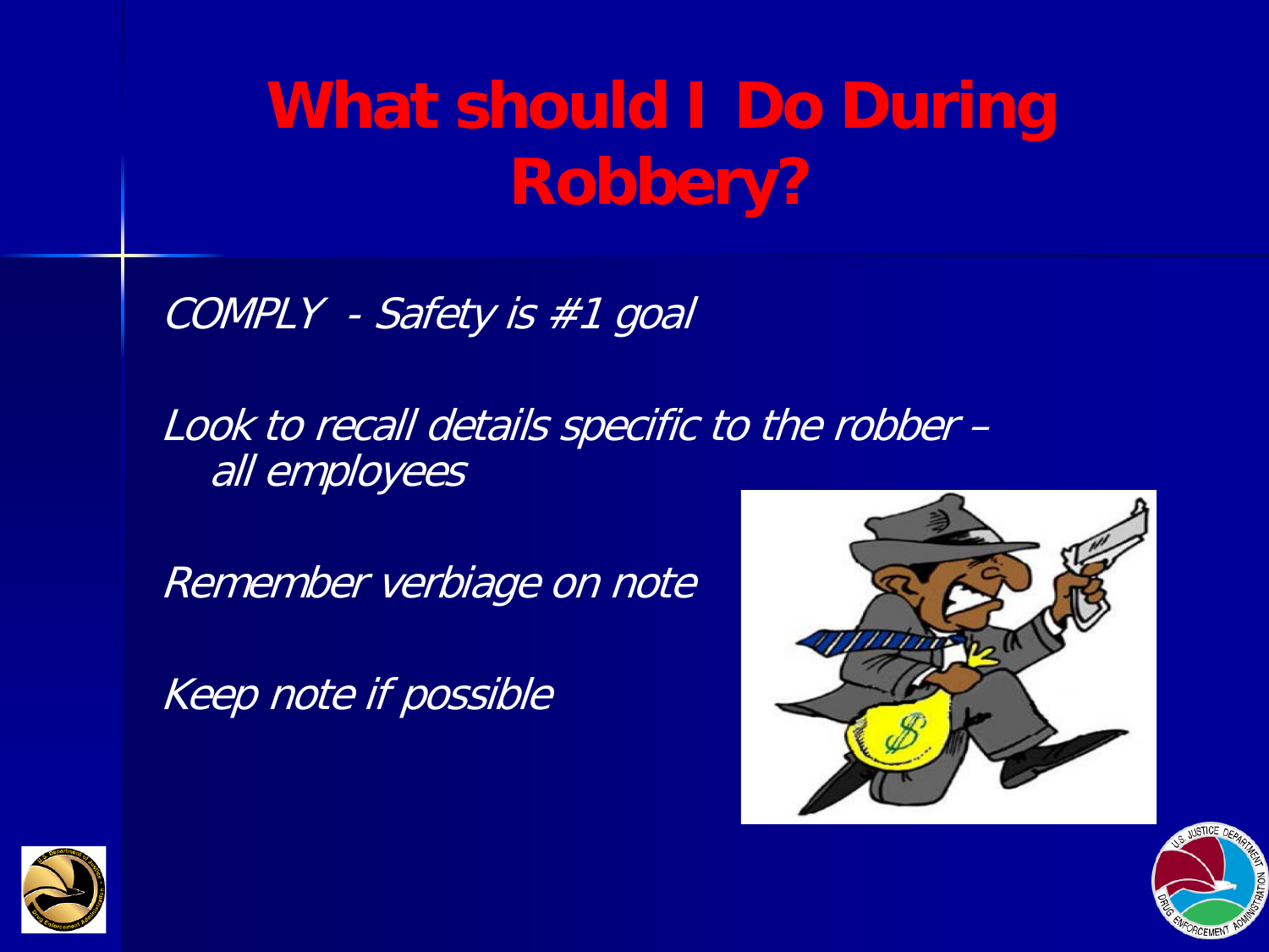# What should I Do During Robbery?

*COMPLY - Safety is #1 goal*

*Look to recall details specific to the robber – all employees*

*Remember verbiage on note*

*Keep note if possible*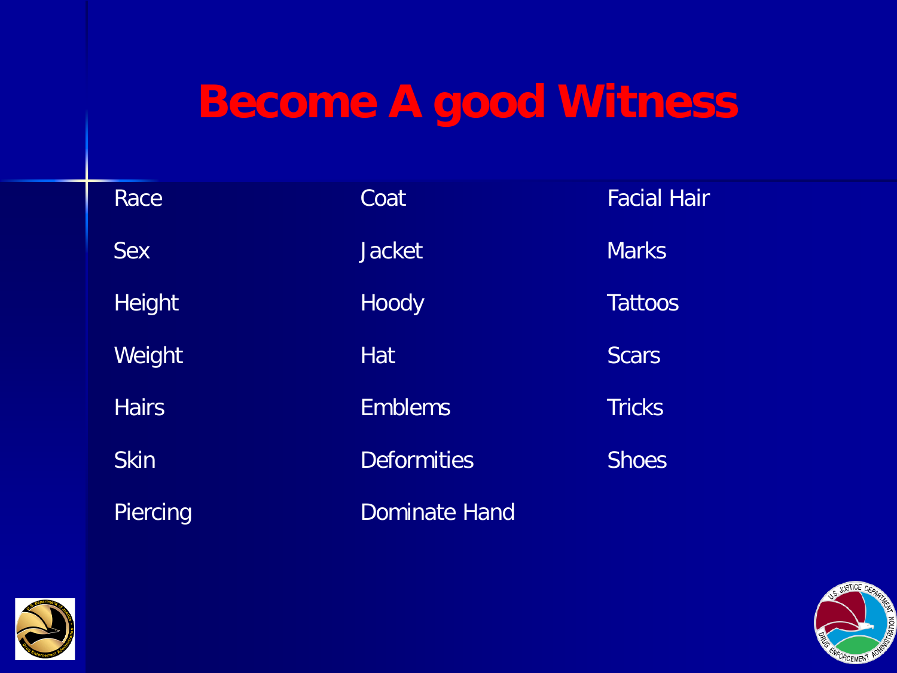# Become A good Witness

- Race
- Sex
- Height
- Weight
- Hairs
- Skin
- Piercing
- Coat
- Jacket
- Hoody
- Hat
- Emblems
- Deformities
- Dominate Hand
- Facial Hair
- Marks
- Tattoos
- Scars
- Tricks
- Shoes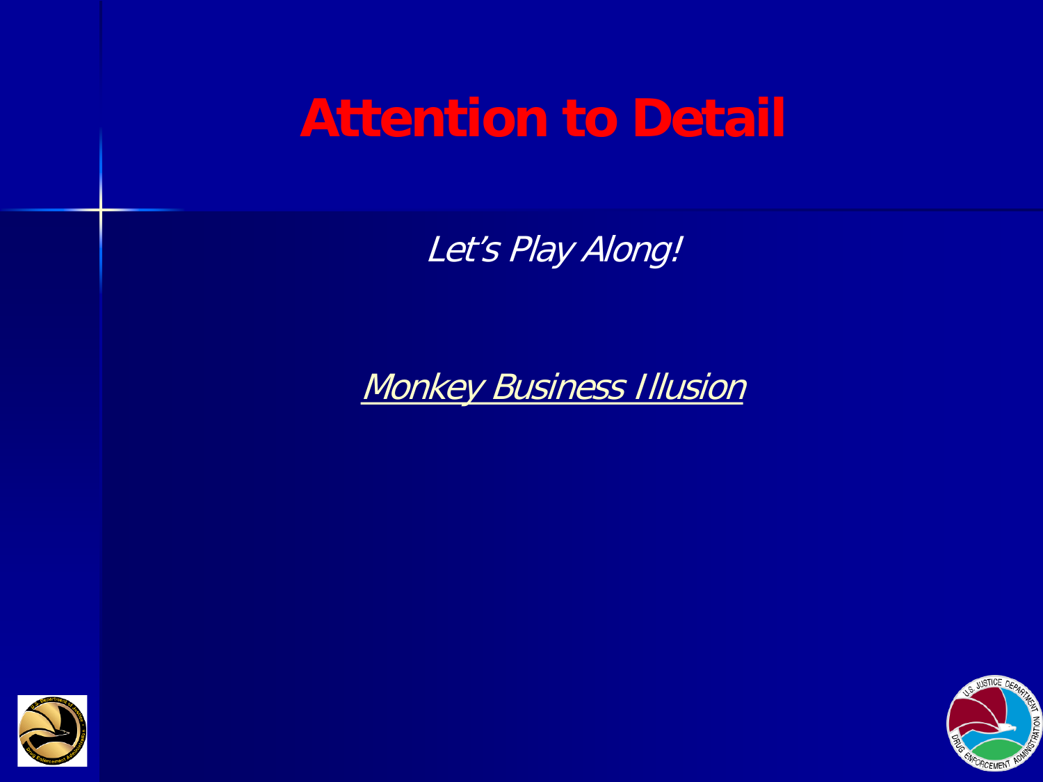# Attention to Detail

*Let's Play Along!*

*Monkey Business Illusion*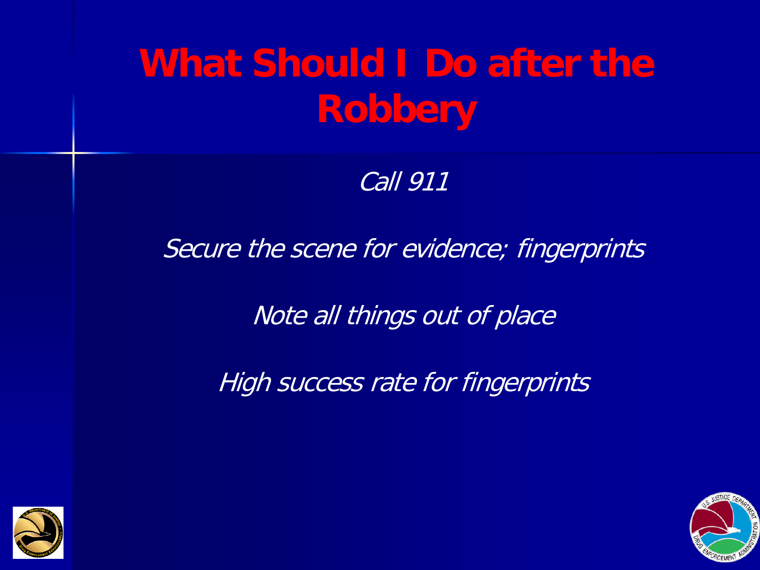# What Should I Do after the Robbery

*Call 911*

*Secure the scene for evidence; fingerprints*

*Note all things out of place*

*High success rate for fingerprints*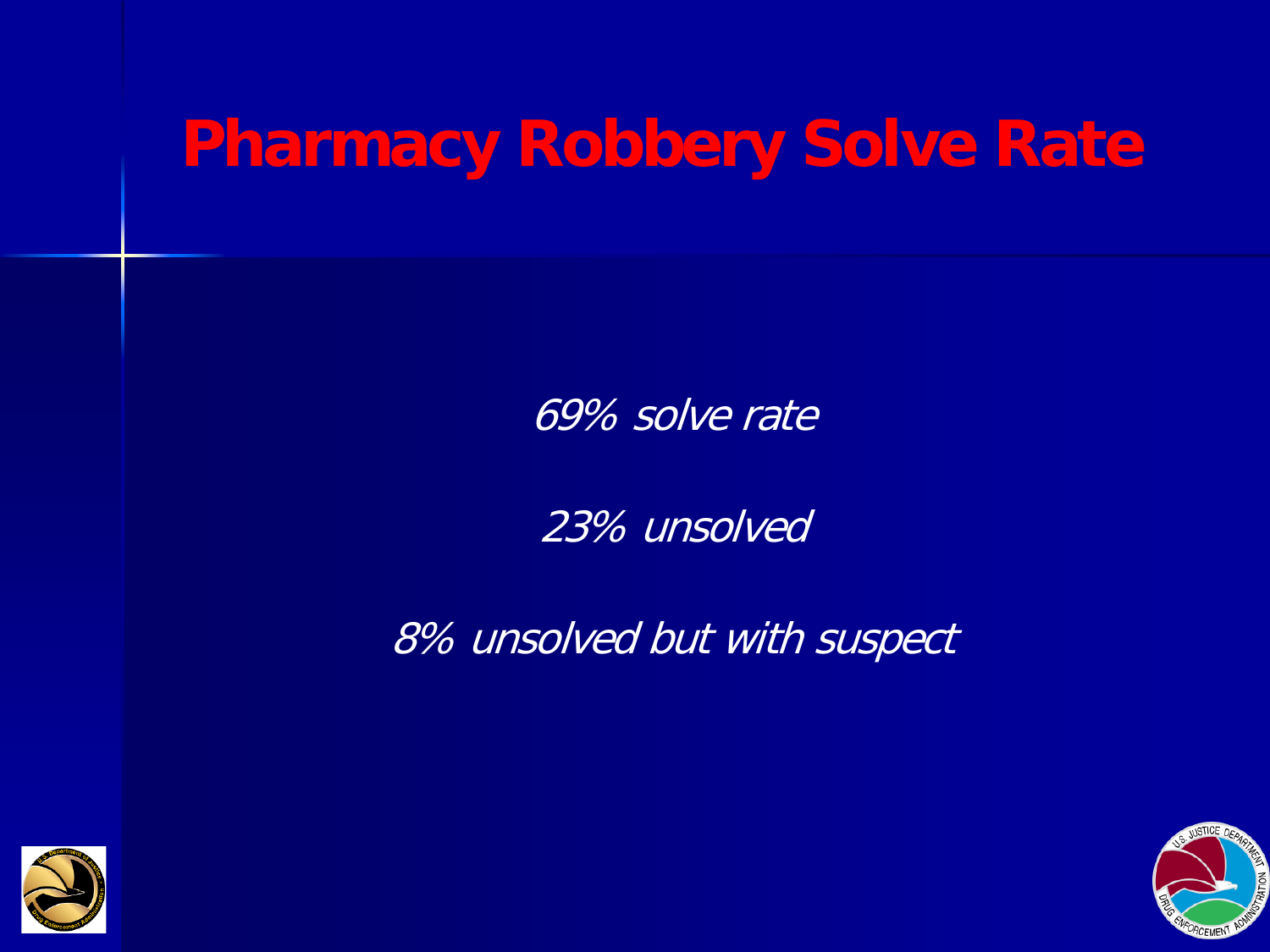# Pharmacy Robbery Solve Rate

*69% solve rate*

*23% unsolved*

*8% unsolved but with suspect*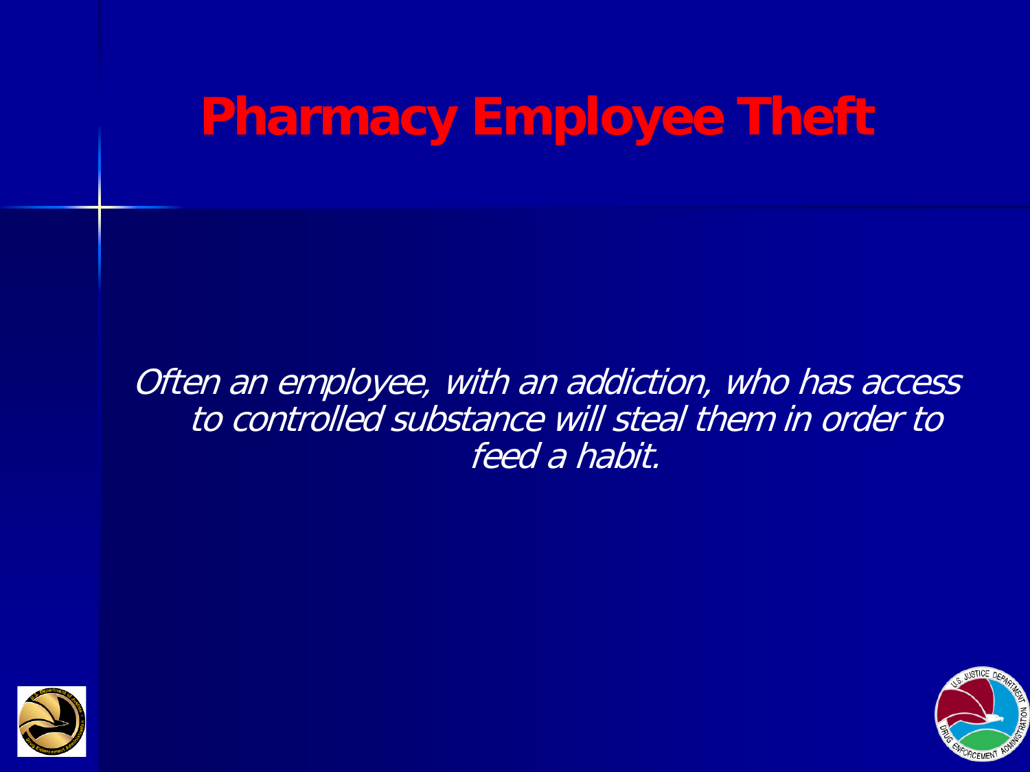# Pharmacy Employee Theft

*Often an employee, with an addiction, who has access to controlled substance will steal them in order to feed a habit.*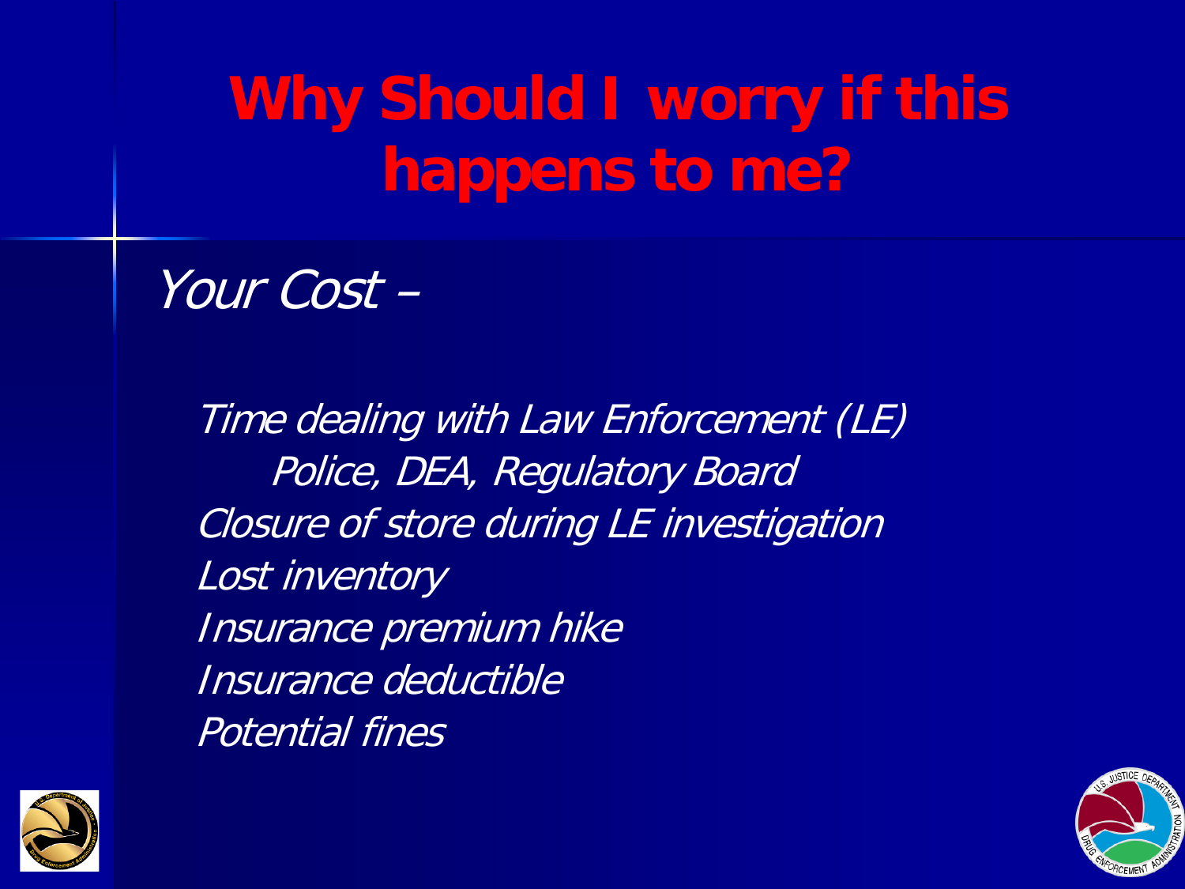# Why Should I worry if this happens to me?

*Your Cost –*

*Time dealing with Law Enforcement (LE)*
*Police, DEA, Regulatory Board*
*Closure of store during LE investigation*
*Lost inventory*
*Insurance premium hike*
*Insurance deductible*
*Potential fines*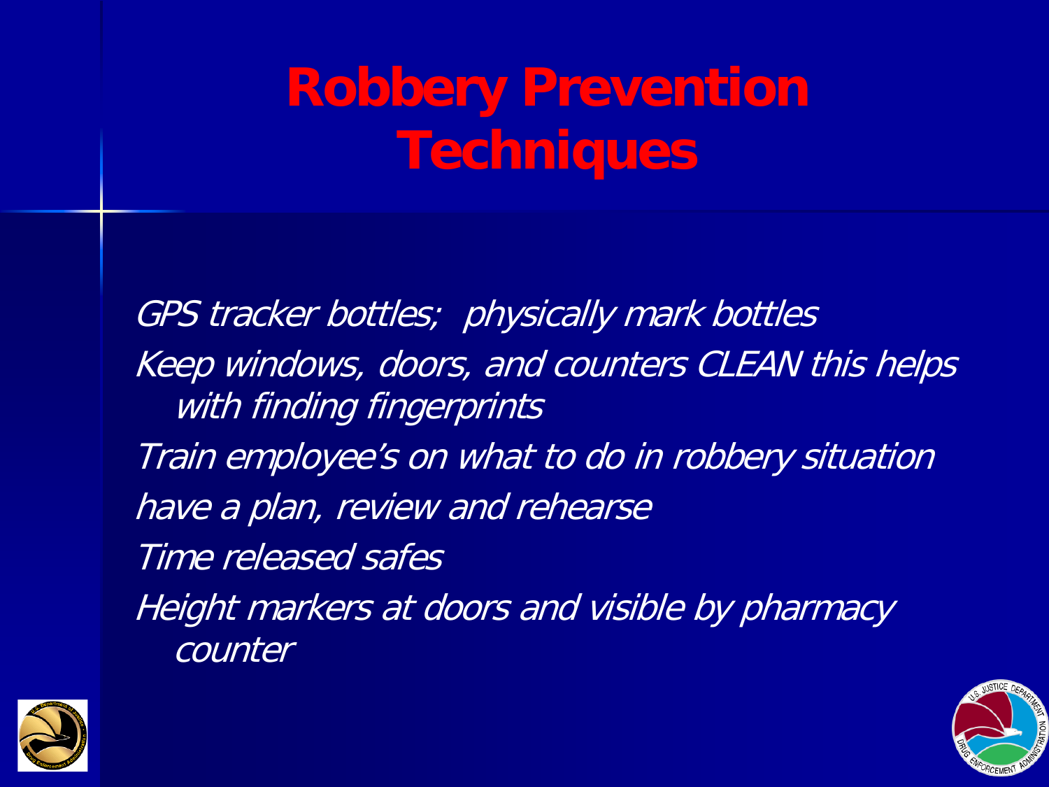# Robbery Prevention Techniques

*GPS tracker bottles; physically mark bottles*

*Keep windows, doors, and counters CLEAN this helps with finding fingerprints*

*Train employee's on what to do in robbery situation*

*have a plan, review and rehearse*

*Time released safes*

*Height markers at doors and visible by pharmacy counter*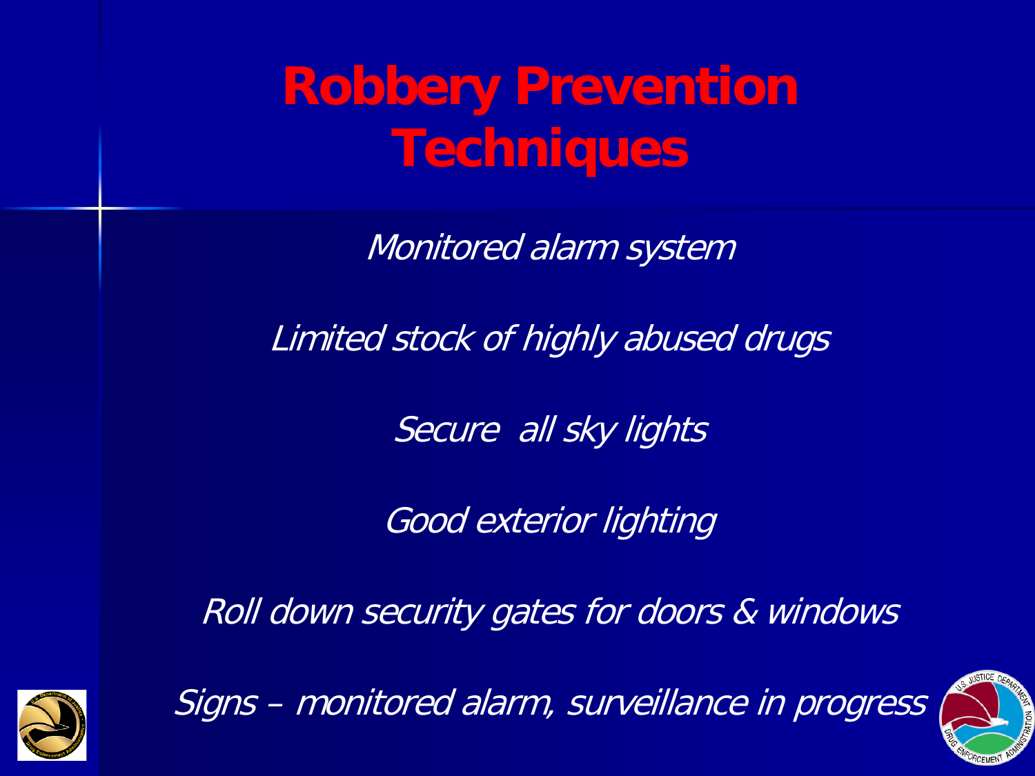# Robbery Prevention Techniques

*Monitored alarm system*

*Limited stock of highly abused drugs*

*Secure  all sky lights*

*Good exterior lighting*

*Roll down security gates for doors & windows*

*Signs – monitored alarm, surveillance in progress*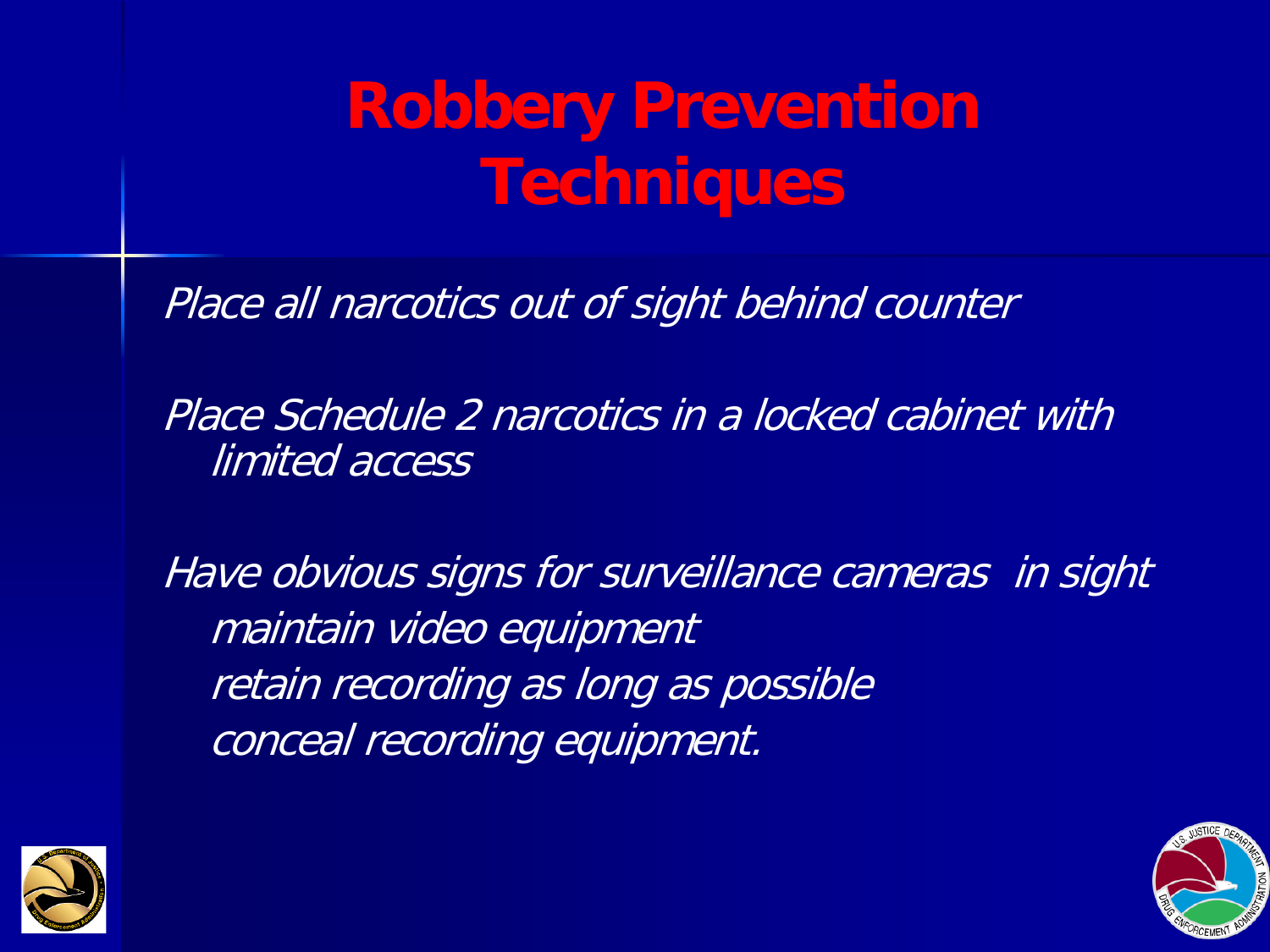# Robbery Prevention Techniques

*Place all narcotics out of sight behind counter*

*Place Schedule 2 narcotics in a locked cabinet with limited access*

*Have obvious signs for surveillance cameras in sight*
- *maintain video equipment*
- *retain recording as long as possible*
- *conceal recording equipment.*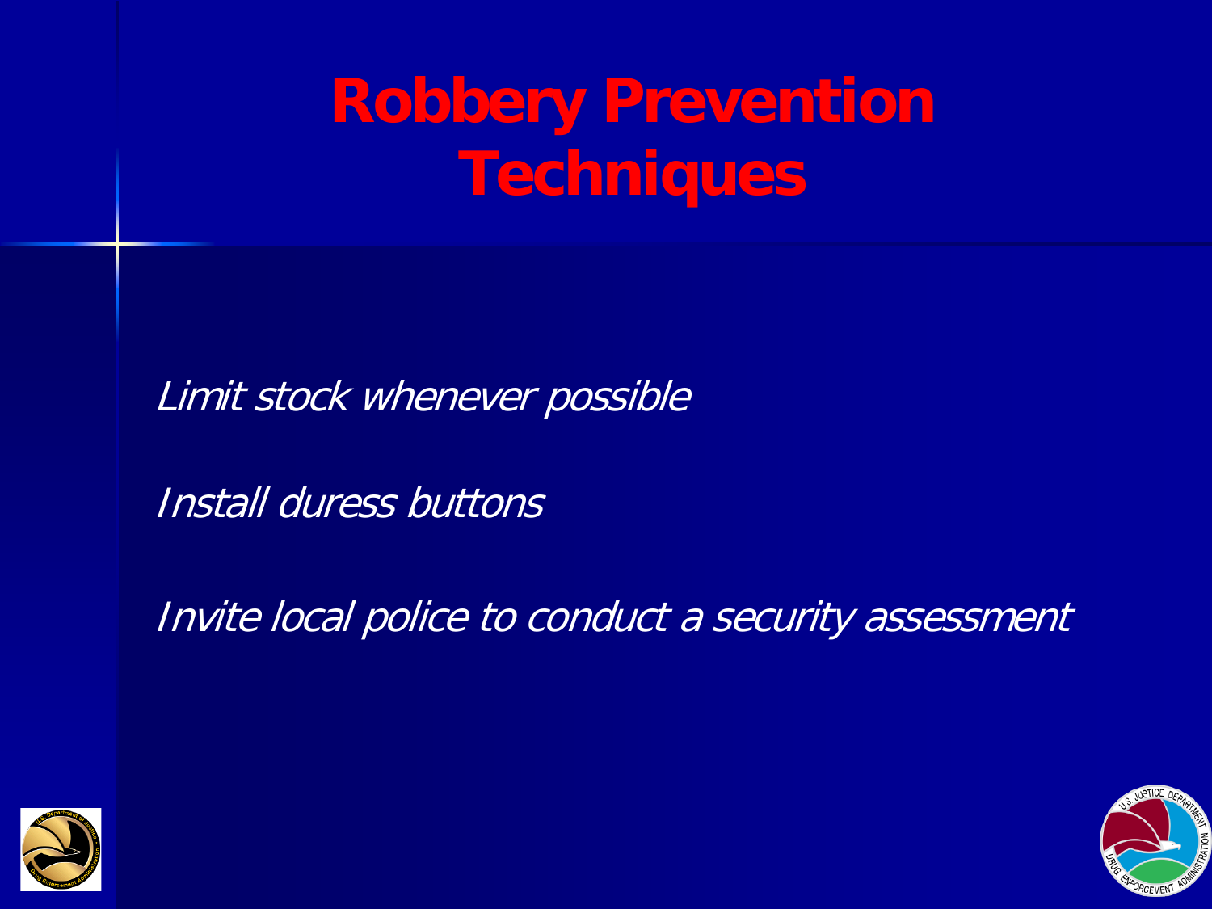# Robbery Prevention Techniques

*Limit stock whenever possible*

*Install duress buttons*

*Invite local police to conduct a security assessment*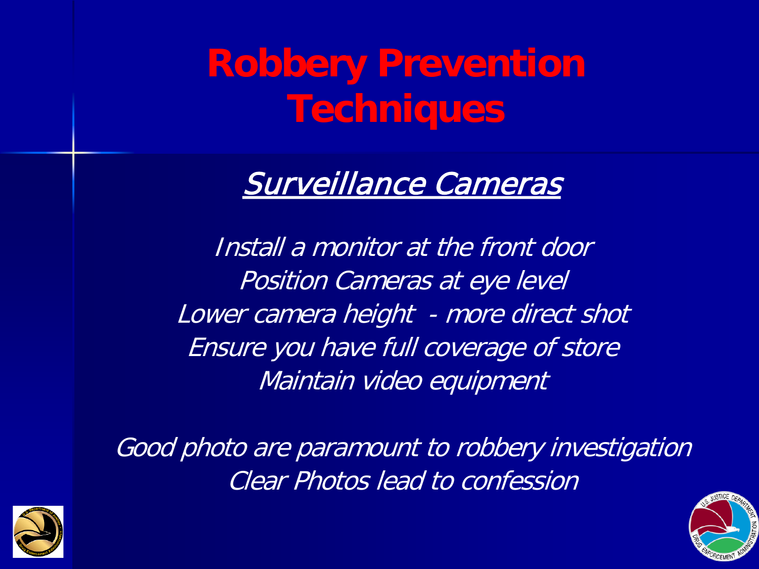# Robbery Prevention Techniques

## Surveillance Cameras

*Install a monitor at the front door*
*Position Cameras at eye level*
*Lower camera height - more direct shot*
*Ensure you have full coverage of store*
*Maintain video equipment*

*Good photo are paramount to robbery investigation*
*Clear Photos lead to confession*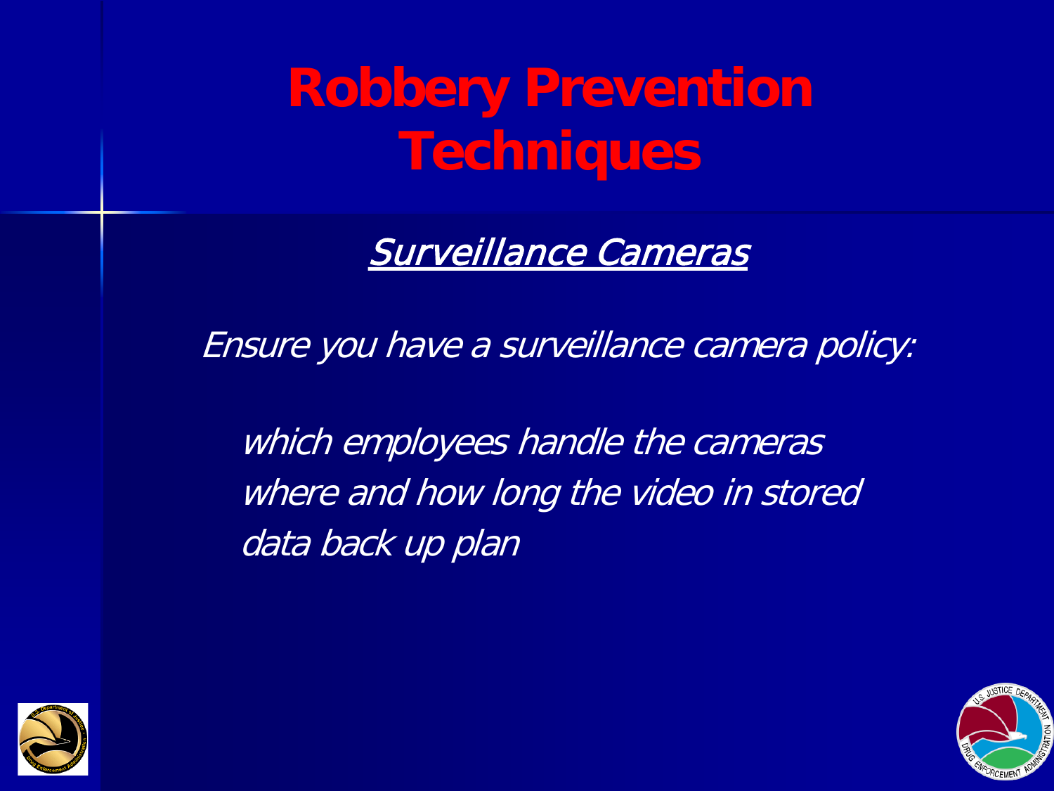# Robbery Prevention Techniques

## *Surveillance Cameras*

*Ensure you have a surveillance camera policy:*

- *which employees handle the cameras*
- *where and how long the video in stored*
- *data back up plan*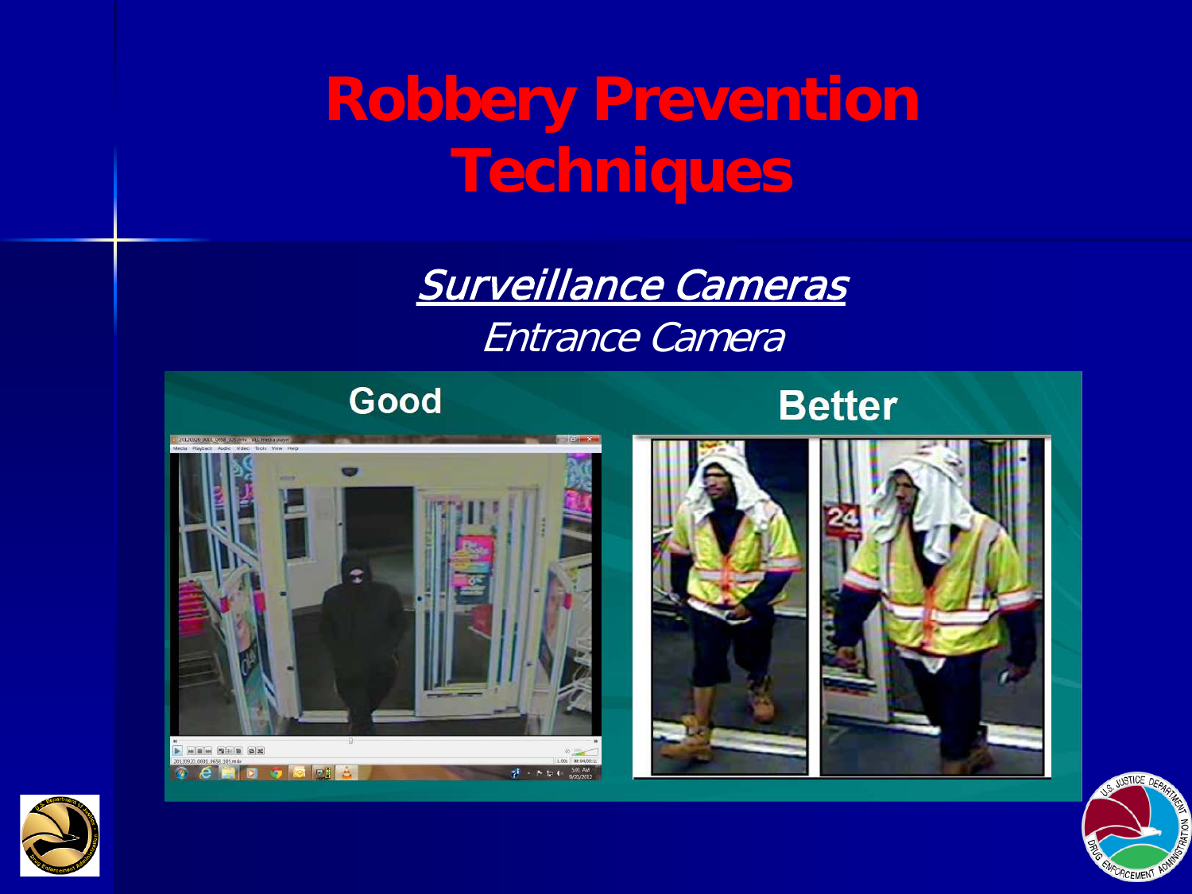# Robbery Prevention Techniques

## *Surveillance Cameras*

*Entrance Camera*

**Good**

**Better**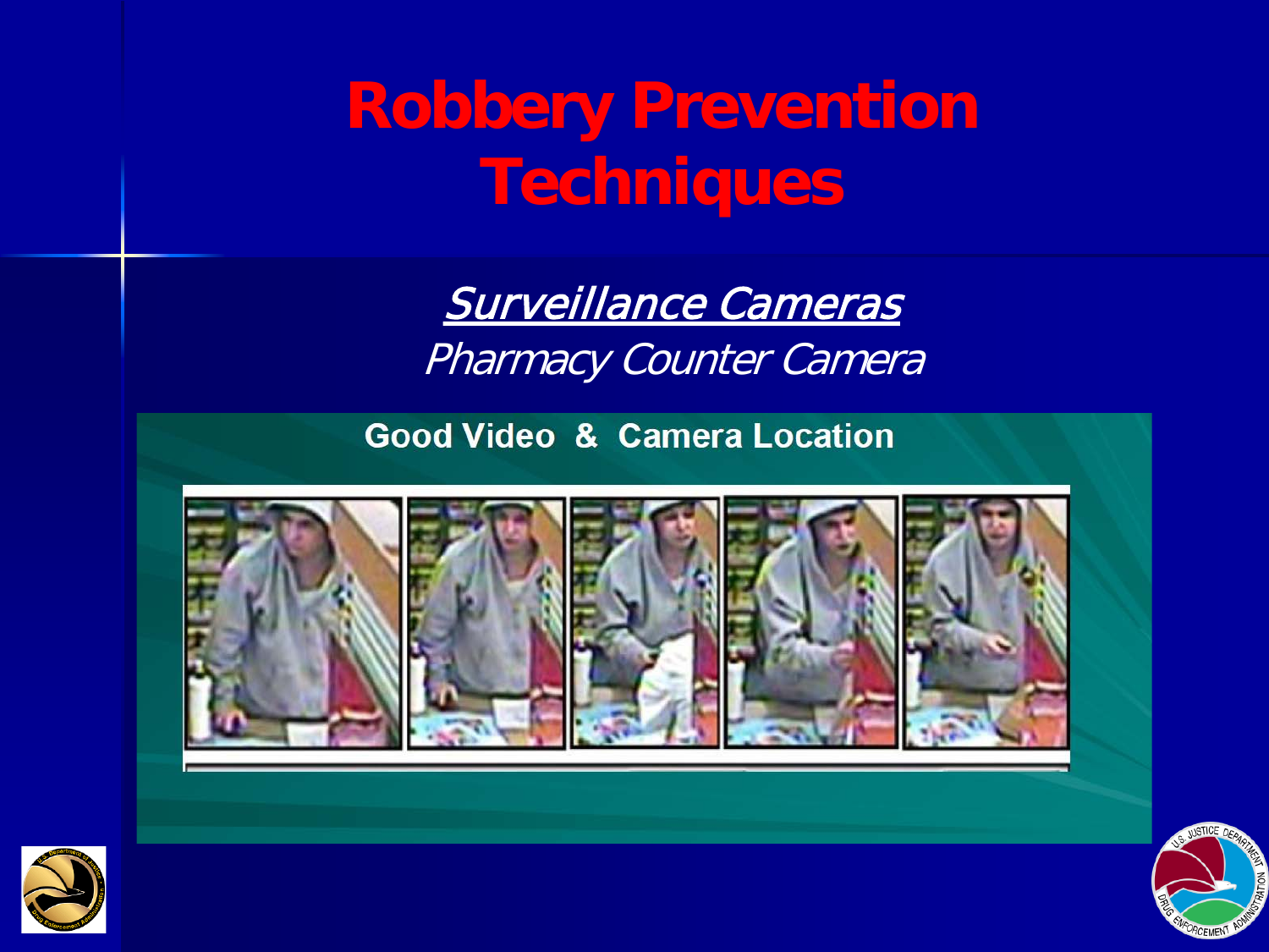# Robbery Prevention Techniques

## *Surveillance Cameras*

*Pharmacy Counter Camera*

**Good Video & Camera Location**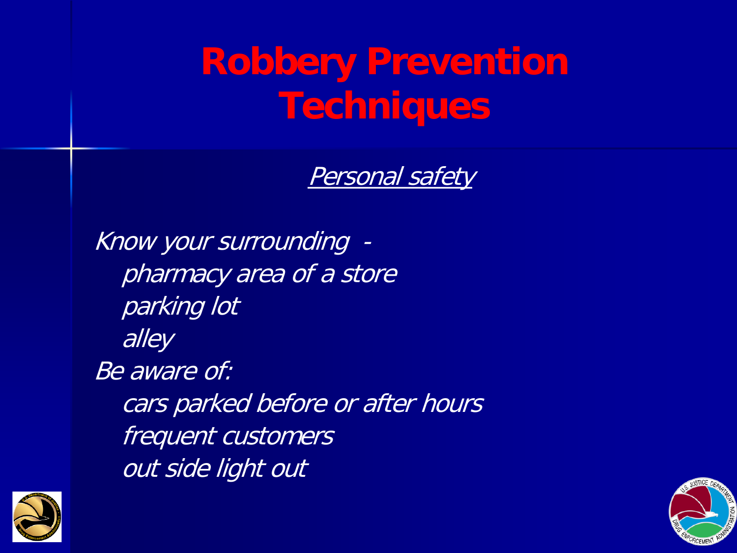# Robbery Prevention Techniques

*Personal safety*

*Know your surrounding -*

- *pharmacy area of a store*
- *parking lot*
- *alley*

*Be aware of:*

- *cars parked before or after hours*
- *frequent customers*
- *out side light out*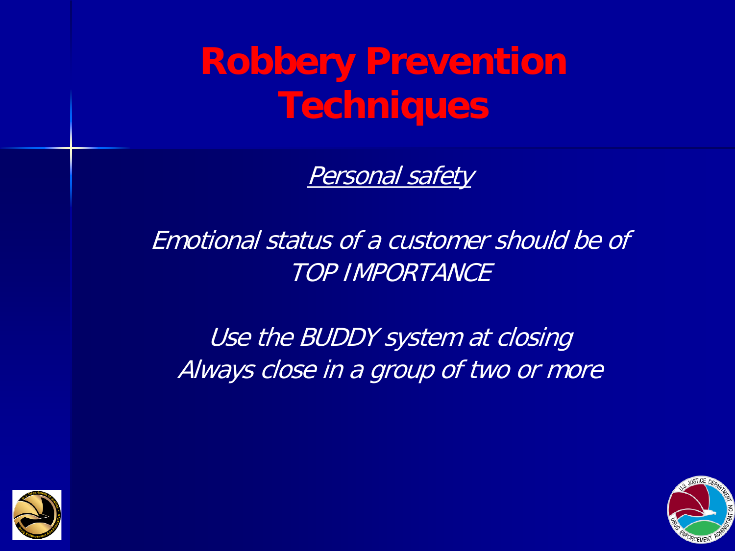# Robbery Prevention Techniques

*Personal safety*

*Emotional status of a customer should be of TOP IMPORTANCE*

*Use the BUDDY system at closing*
*Always close in a group of two or more*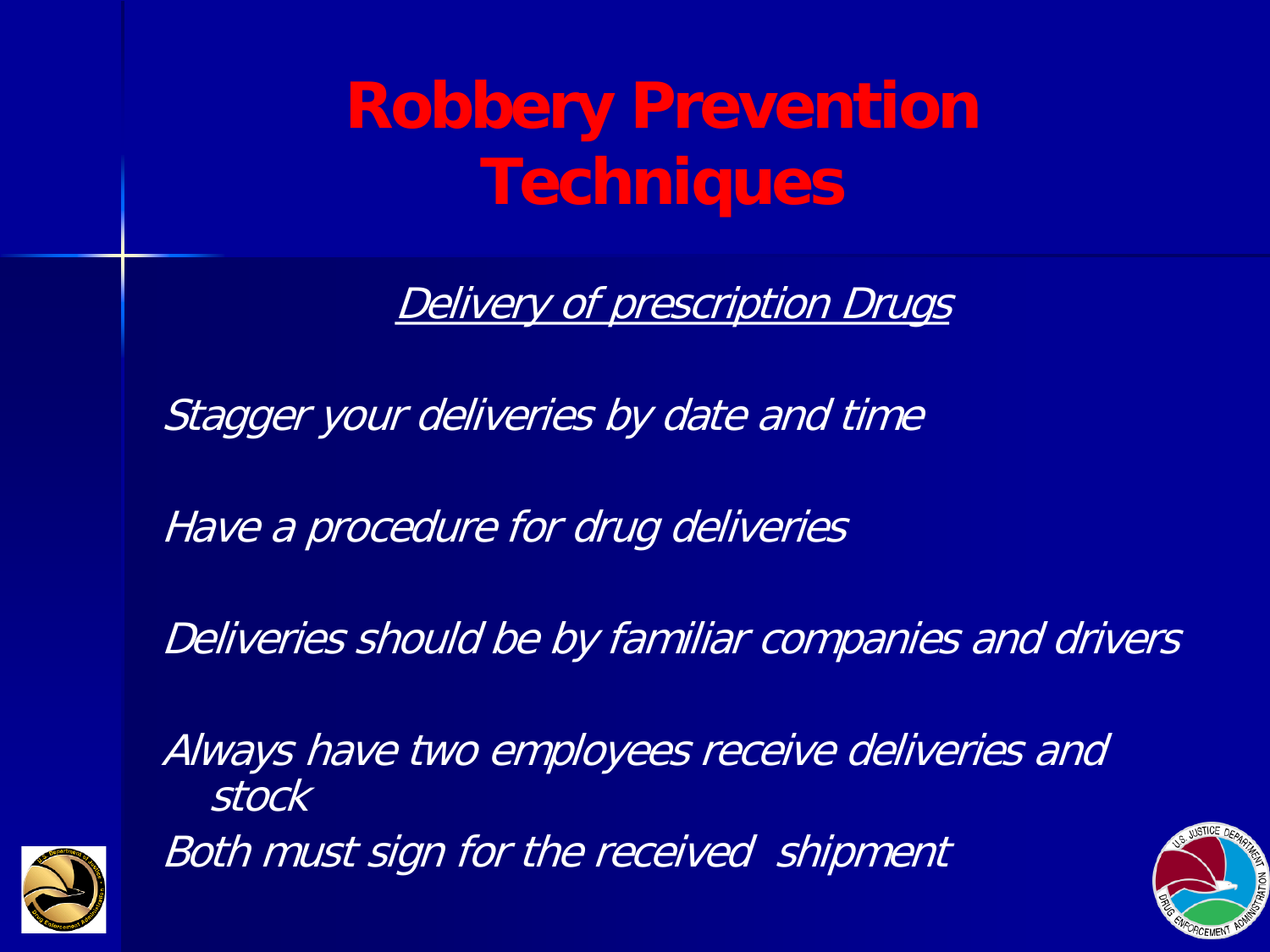# Robbery Prevention Techniques

*Delivery of prescription Drugs*

*Stagger your deliveries by date and time*

*Have a procedure for drug deliveries*

*Deliveries should be by familiar companies and drivers*

*Always have two employees receive deliveries and stock*

*Both must sign for the received shipment*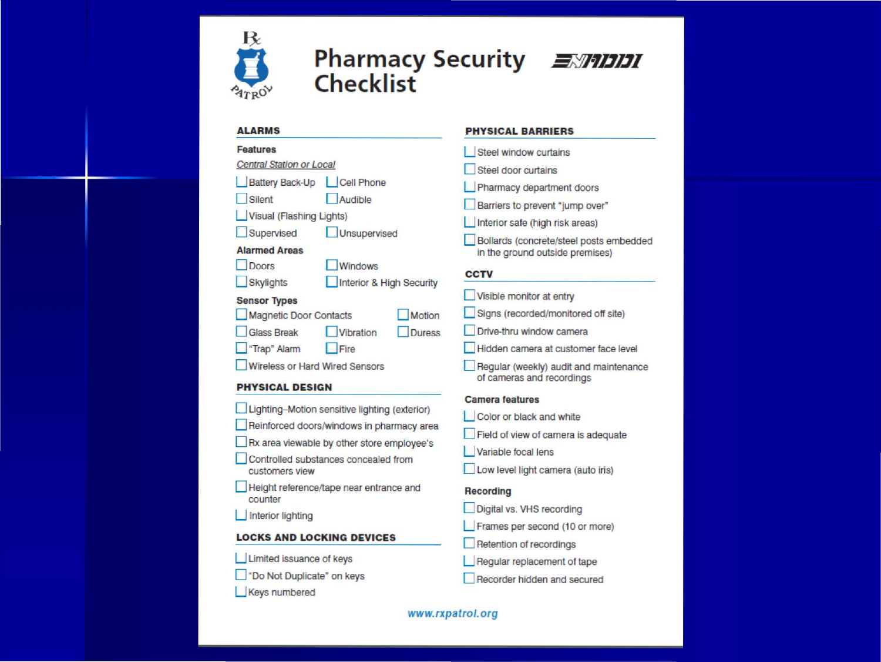# Pharmacy Security Checklist

## ALARMS

**Features**

*Central Station or Local*

- [ ] Battery Back-Up
- [ ] Cell Phone
- [ ] Silent
- [ ] Audible
- [ ] Visual (Flashing Lights)
- [ ] Supervised
- [ ] Unsupervised

**Alarmed Areas**

- [ ] Doors
- [ ] Windows
- [ ] Skylights
- [ ] Interior & High Security

**Sensor Types**

- [ ] Magnetic Door Contacts
- [ ] Motion
- [ ] Glass Break
- [ ] Vibration
- [ ] Duress
- [ ] "Trap" Alarm
- [ ] Fire
- [ ] Wireless or Hard Wired Sensors

## PHYSICAL DESIGN

- [ ] Lighting–Motion sensitive lighting (exterior)
- [ ] Reinforced doors/windows in pharmacy area
- [ ] Rx area viewable by other store employee's
- [ ] Controlled substances concealed from customers view
- [ ] Height reference/tape near entrance and counter
- [ ] Interior lighting

## LOCKS AND LOCKING DEVICES

- [ ] Limited issuance of keys
- [ ] "Do Not Duplicate" on keys
- [ ] Keys numbered

## PHYSICAL BARRIERS

- [ ] Steel window curtains
- [ ] Steel door curtains
- [ ] Pharmacy department doors
- [ ] Barriers to prevent "jump over"
- [ ] Interior safe (high risk areas)
- [ ] Bollards (concrete/steel posts embedded in the ground outside premises)

## CCTV

- [ ] Visible monitor at entry
- [ ] Signs (recorded/monitored off site)
- [ ] Drive-thru window camera
- [ ] Hidden camera at customer face level
- [ ] Regular (weekly) audit and maintenance of cameras and recordings

**Camera features**

- [ ] Color or black and white
- [ ] Field of view of camera is adequate
- [ ] Variable focal lens
- [ ] Low level light camera (auto iris)

**Recording**

- [ ] Digital vs. VHS recording
- [ ] Frames per second (10 or more)
- [ ] Retention of recordings
- [ ] Regular replacement of tape
- [ ] Recorder hidden and secured

www.rxpatrol.org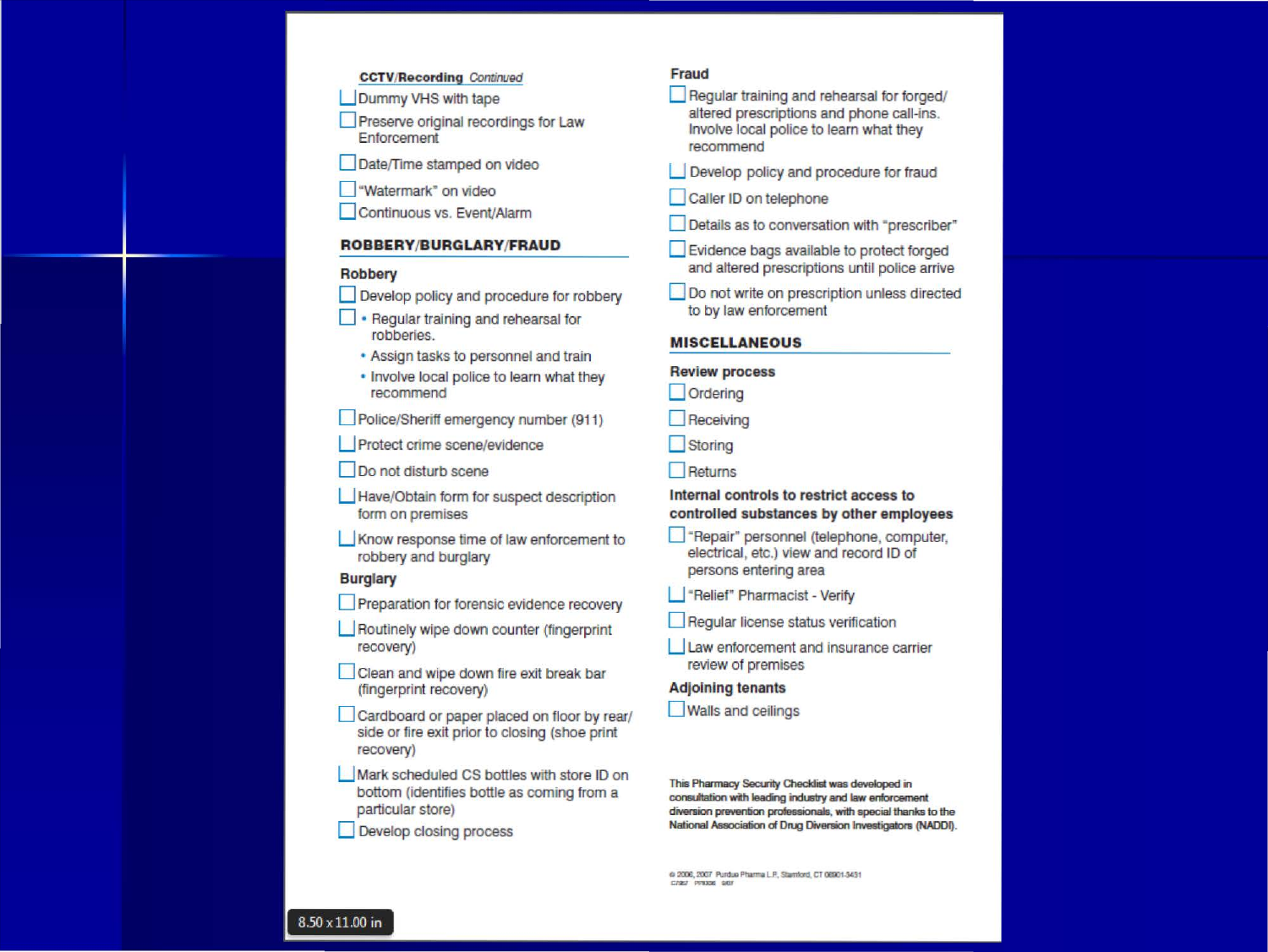### CCTV/Recording *Continued*

- [ ] Dummy VHS with tape
- [ ] Preserve original recordings for Law Enforcement
- [ ] Date/Time stamped on video
- [ ] "Watermark" on video
- [ ] Continuous vs. Event/Alarm

## ROBBERY/BURGLARY/FRAUD

### Robbery

- [ ] Develop policy and procedure for robbery
- [ ] • Regular training and rehearsal for robberies.
  - Assign tasks to personnel and train
  - Involve local police to learn what they recommend
- [ ] Police/Sheriff emergency number (911)
- [ ] Protect crime scene/evidence
- [ ] Do not disturb scene
- [ ] Have/Obtain form for suspect description form on premises
- [ ] Know response time of law enforcement to robbery and burglary

### Burglary

- [ ] Preparation for forensic evidence recovery
- [ ] Routinely wipe down counter (fingerprint recovery)
- [ ] Clean and wipe down fire exit break bar (fingerprint recovery)
- [ ] Cardboard or paper placed on floor by rear/side or fire exit prior to closing (shoe print recovery)
- [ ] Mark scheduled CS bottles with store ID on bottom (identifies bottle as coming from a particular store)
- [ ] Develop closing process

### Fraud

- [ ] Regular training and rehearsal for forged/altered prescriptions and phone call-ins. Involve local police to learn what they recommend
- [ ] Develop policy and procedure for fraud
- [ ] Caller ID on telephone
- [ ] Details as to conversation with "prescriber"
- [ ] Evidence bags available to protect forged and altered prescriptions until police arrive
- [ ] Do not write on prescription unless directed to by law enforcement

## MISCELLANEOUS

### Review process

- [ ] Ordering
- [ ] Receiving
- [ ] Storing
- [ ] Returns

### Internal controls to restrict access to controlled substances by other employees

- [ ] "Repair" personnel (telephone, computer, electrical, etc.) view and record ID of persons entering area
- [ ] "Relief" Pharmacist - Verify
- [ ] Regular license status verification
- [ ] Law enforcement and insurance carrier review of premises

### Adjoining tenants

- [ ] Walls and ceilings

This Pharmacy Security Checklist was developed in consultation with leading industry and law enforcement diversion prevention professionals, with special thanks to the National Association of Drug Diversion Investigators (NADDI).

© 2006, 2007 Purdue Pharma L.P., Stamford, CT 06901-3431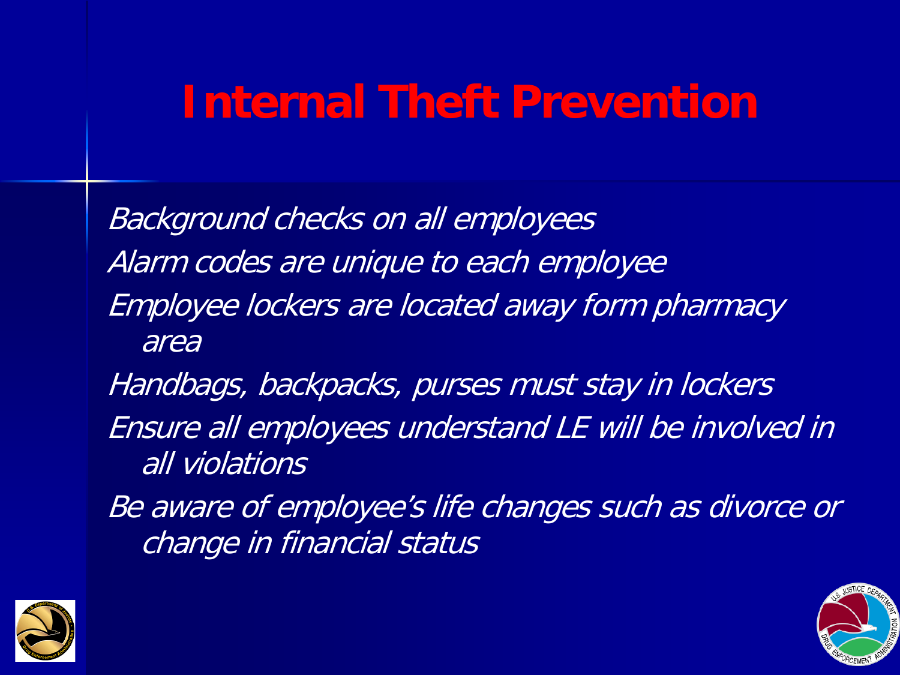# Internal Theft Prevention

*Background checks on all employees*

*Alarm codes are unique to each employee*

*Employee lockers are located away form pharmacy area*

*Handbags, backpacks, purses must stay in lockers*

*Ensure all employees understand LE will be involved in all violations*

*Be aware of employee's life changes such as divorce or change in financial status*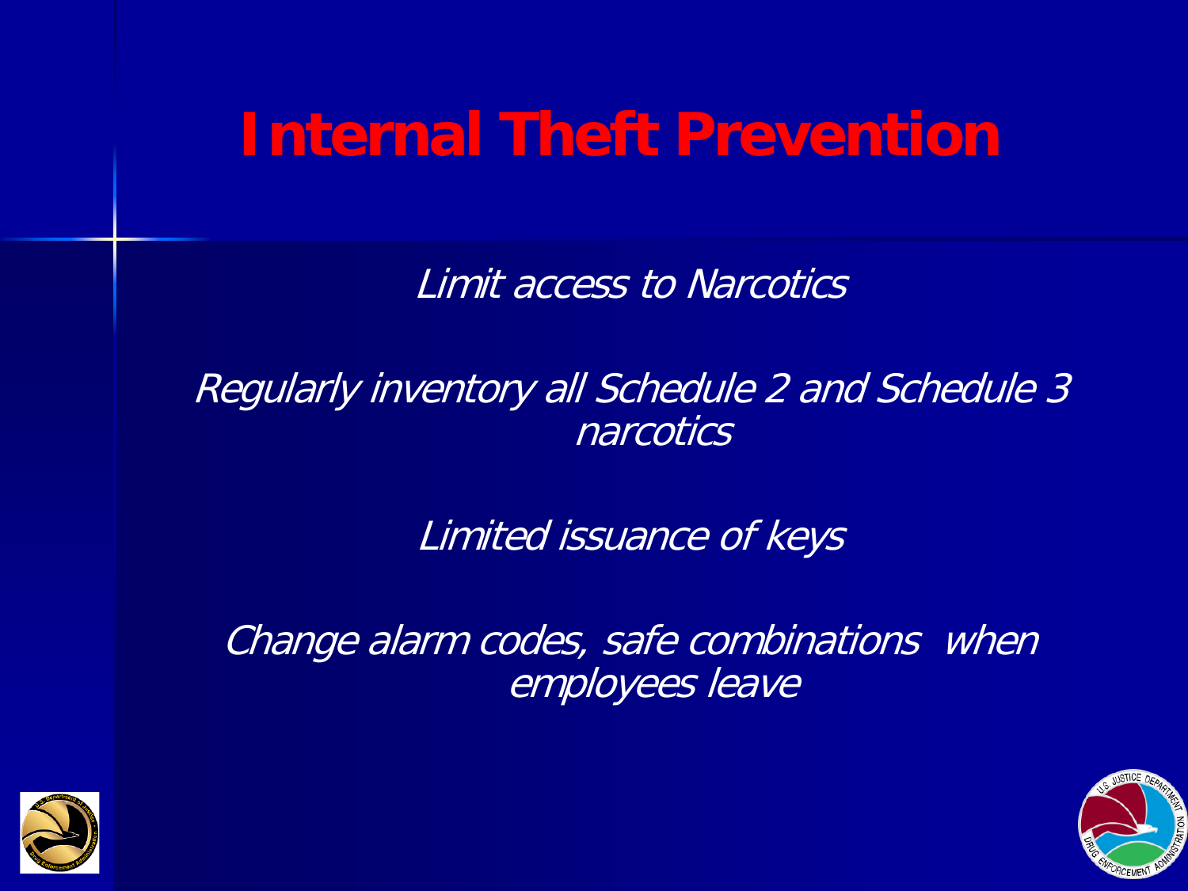# Internal Theft Prevention

*Limit access to Narcotics*

*Regularly inventory all Schedule 2 and Schedule 3 narcotics*

*Limited issuance of keys*

*Change alarm codes, safe combinations when employees leave*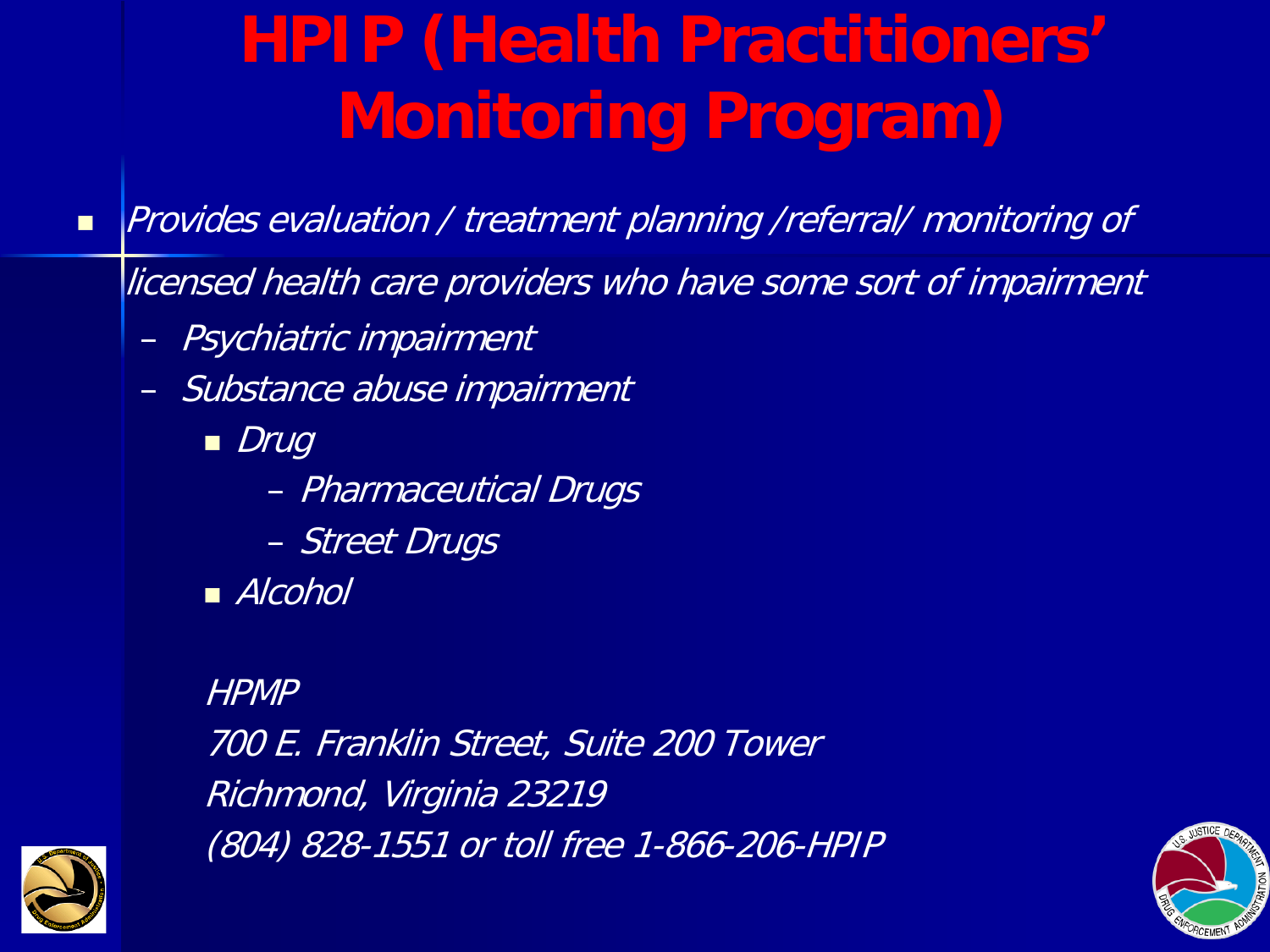# HPIP (Health Practitioners' Monitoring Program)

- *Provides evaluation / treatment planning /referral/ monitoring of licensed health care providers who have some sort of impairment*
  - *Psychiatric impairment*
  - *Substance abuse impairment*
    - *Drug*
      - *Pharmaceutical Drugs*
      - *Street Drugs*
    - *Alcohol*

*HPMP*
*700 E. Franklin Street, Suite 200 Tower*
*Richmond, Virginia 23219*
*(804) 828-1551 or toll free 1-866-206-HPIP*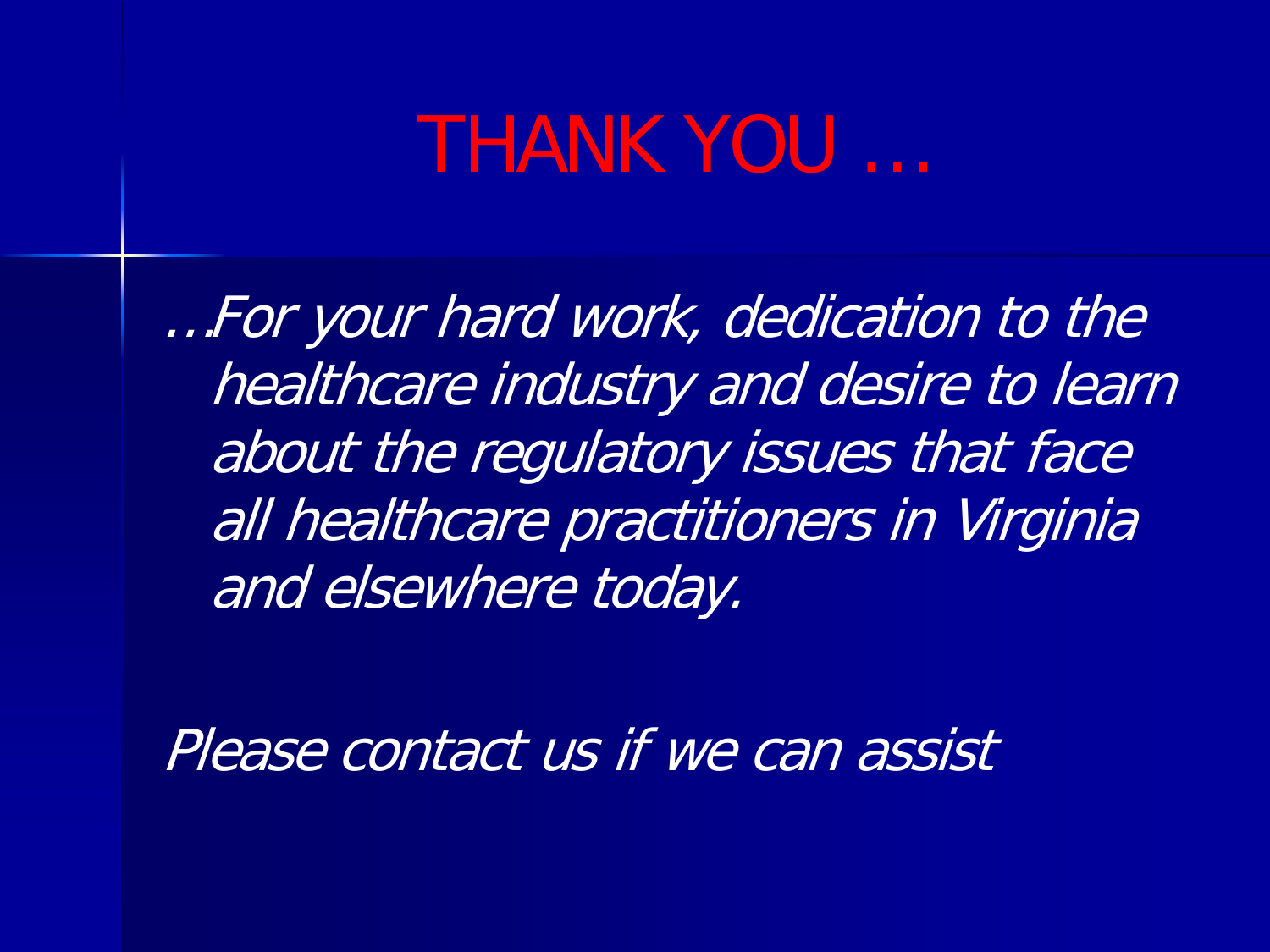# THANK YOU …

*…For your hard work, dedication to the healthcare industry and desire to learn about the regulatory issues that face all healthcare practitioners in Virginia and elsewhere today.*

*Please contact us if we can assist*